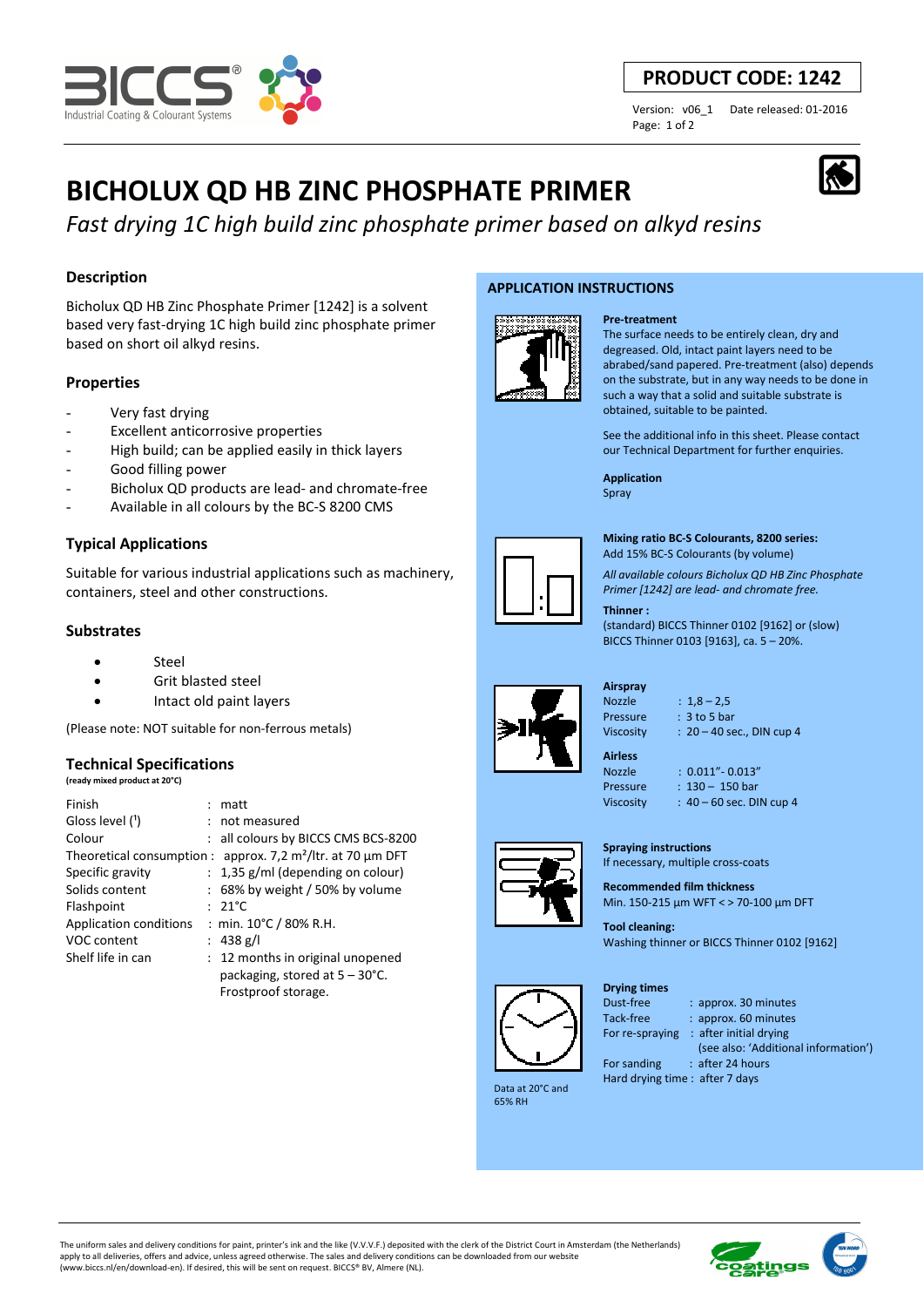**PRODUCT CODE: 1242**

Version: v06_1 Date released: 01-2016

# BICHOLUX QD HB ZINC PHOSPHATE PRIMER

*Fast drying 1C high build zinc phosphate primer based on alkyd resins*

## Description

Bicholux QD HB Zinc Phosphate Primer [1242] is a solvent based very fast-drying 1C high build zinc phosphate primer based on short oil alkyd resins.

## Properties

- Very fast drying
- Excellent anticorrosive properties
- High build; can be applied easily in thick layers
- Good filling power
- Bicholux QD products are lead- and chromate-free
- Available in all colours by the BC-S 8200 CMS

## Typical Applications

Suitable for various industrial applications such as machinery, containers, steel and other constructions.

## Substrates

- Steel
- Grit blasted steel
- Intact old paint layers

(Please note: NOT suitable for non-ferrous metals)

## Technical Specifications

**(ready mixed product at 20°C)**

| | |
|---|---|
| Finish | : matt |
| Gloss level ([1]) | : not measured |
| Colour | : all colours by BICCS CMS BCS-8200 |
| Theoretical consumption | : approx. 7,2 m²/ltr. at 70 µm DFT |
| Specific gravity | : 1,35 g/ml (depending on colour) |
| Solids content | : 68% by weight / 50% by volume |
| Flashpoint | : 21°C |
| Application conditions | : min. 10°C / 80% R.H. |
| VOC content | : 438 g/l |
| Shelf life in can | : 12 months in original unopened packaging, stored at 5 – 30°C. Frostproof storage. |

## APPLICATION INSTRUCTIONS

**Pre-treatment**

The surface needs to be entirely clean, dry and degreased. Old, intact paint layers need to be abraded/sand papered. Pre-treatment (also) depends on the substrate, but in any way needs to be done in such a way that a solid and suitable substrate is obtained, suitable to be painted.

See the additional info in this sheet. Please contact our Technical Department for further enquiries.

**Application**

Spray

**Mixing ratio BC-S Colourants, 8200 series:**

Add 15% BC-S Colourants (by volume)

*All available colours Bicholux QD HB Zinc Phosphate Primer [1242] are lead- and chromate free.*

**Thinner :**

(standard) BICCS Thinner 0102 [9162] or (slow) BICCS Thinner 0103 [9163], ca. 5 – 20%.

**Airspray**

| | |
|---|---|
| Nozzle | : 1,8 – 2,5 |
| Pressure | : 3 to 5 bar |
| Viscosity | : 20 – 40 sec., DIN cup 4 |

**Airless**

| | |
|---|---|
| Nozzle | : 0.011"- 0.013" |
| Pressure | : 130 – 150 bar |
| Viscosity | : 40 – 60 sec. DIN cup 4 |

**Spraying instructions**

If necessary, multiple cross-coats

**Recommended film thickness**

Min. 150-215 µm WFT < > 70-100 µm DFT

**Tool cleaning:**

Washing thinner or BICCS Thinner 0102 [9162]

**Drying times**

| | |
|---|---|
| Dust-free | : approx. 30 minutes |
| Tack-free | : approx. 60 minutes |
| For re-spraying | : after initial drying (see also: 'Additional information') |
| For sanding | : after 24 hours |
| Hard drying time | : after 7 days |

Data at 20°C and 65% RH

The uniform sales and delivery conditions for paint, printer's ink and the like (V.V.V.F.) deposited with the clerk of the District Court in Amsterdam (the Netherlands) apply to all deliveries, offers and advice, unless agreed otherwise. The sales and delivery conditions can be downloaded from our website (www.biccs.nl/en/download-en). If desired, this will be sent on request. BICCS® BV, Almere (NL).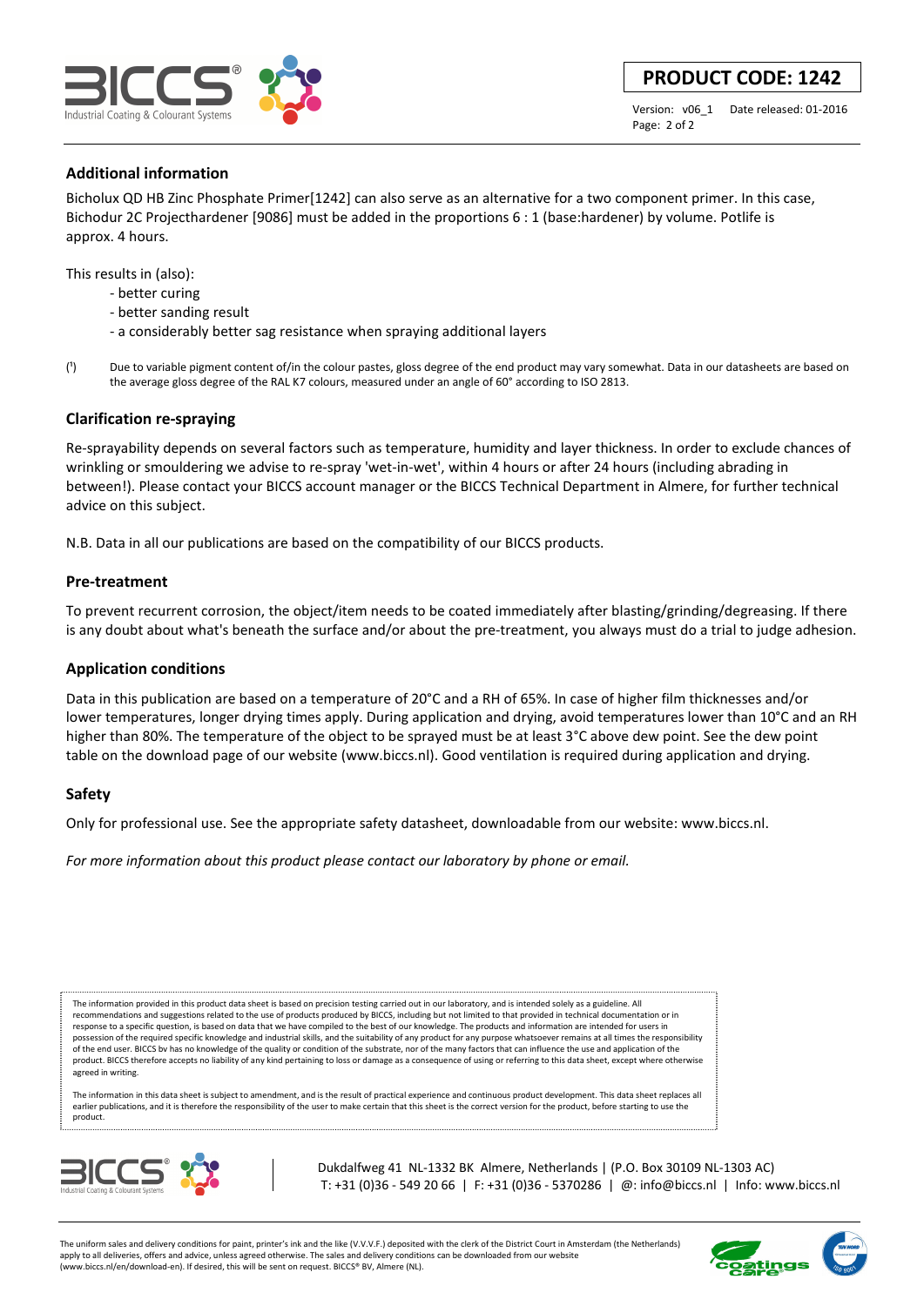## Additional information

Bicholux QD HB Zinc Phosphate Primer[1242] can also serve as an alternative for a two component primer. In this case, Bichodur 2C Projecthardener [9086] must be added in the proportions 6 : 1 (base:hardener) by volume. Potlife is approx. 4 hours.

This results in (also):

- better curing
- better sanding result
- a considerably better sag resistance when spraying additional layers

(1) Due to variable pigment content of/in the colour pastes, gloss degree of the end product may vary somewhat. Data in our datasheets are based on the average gloss degree of the RAL K7 colours, measured under an angle of 60° according to ISO 2813.

## Clarification re-spraying

Re-sprayability depends on several factors such as temperature, humidity and layer thickness. In order to exclude chances of wrinkling or smouldering we advise to re-spray 'wet-in-wet', within 4 hours or after 24 hours (including abrading in between!). Please contact your BICCS account manager or the BICCS Technical Department in Almere, for further technical advice on this subject.

N.B. Data in all our publications are based on the compatibility of our BICCS products.

## Pre-treatment

To prevent recurrent corrosion, the object/item needs to be coated immediately after blasting/grinding/degreasing. If there is any doubt about what's beneath the surface and/or about the pre-treatment, you always must do a trial to judge adhesion.

## Application conditions

Data in this publication are based on a temperature of 20°C and a RH of 65%. In case of higher film thicknesses and/or lower temperatures, longer drying times apply. During application and drying, avoid temperatures lower than 10°C and an RH higher than 80%. The temperature of the object to be sprayed must be at least 3°C above dew point. See the dew point table on the download page of our website (www.biccs.nl). Good ventilation is required during application and drying.

## Safety

Only for professional use. See the appropriate safety datasheet, downloadable from our website: www.biccs.nl.

*For more information about this product please contact our laboratory by phone or email.*

The information provided in this product data sheet is based on precision testing carried out in our laboratory, and is intended solely as a guideline. All recommendations and suggestions related to the use of products produced by BICCS, including but not limited to that provided in technical documentation or in response to a specific question, is based on data that we have compiled to the best of our knowledge. The products and information are intended for users in possession of the required specific knowledge and industrial skills, and the suitability of any product for any purpose whatsoever remains at all times the responsibility of the end user. BICCS bv has no knowledge of the quality or condition of the substrate, nor of the many factors that can influence the use and application of the product. BICCS therefore accepts no liability of any kind pertaining to loss or damage as a consequence of using or referring to this data sheet, except where otherwise agreed in writing.

The information in this data sheet is subject to amendment, and is the result of practical experience and continuous product development. This data sheet replaces all earlier publications, and it is therefore the responsibility of the user to make certain that this sheet is the correct version for the product, before starting to use the product.

Dukdalfweg 41 NL-1332 BK Almere, Netherlands | (P.O. Box 30109 NL-1303 AC)
T: +31 (0)36 - 549 20 66 | F: +31 (0)36 - 5370286 | @: info@biccs.nl | Info: www.biccs.nl

The uniform sales and delivery conditions for paint, printer's ink and the like (V.V.V.F.) deposited with the clerk of the District Court in Amsterdam (the Netherlands) apply to all deliveries, offers and advice, unless agreed otherwise. The sales and delivery conditions can be downloaded from our website (www.biccs.nl/en/download-en). If desired, this will be sent on request. BICCS® BV, Almere (NL).